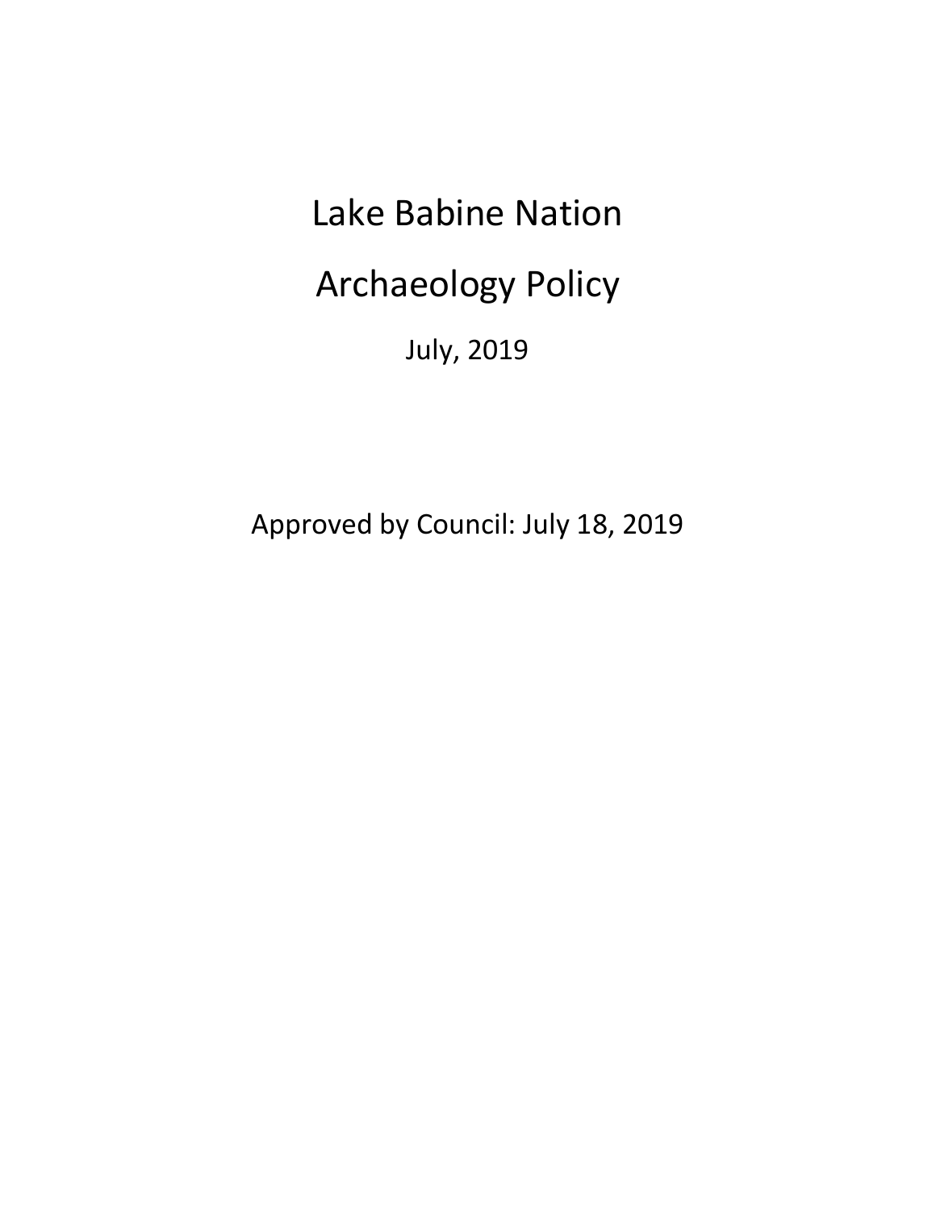# Lake Babine Nation

# Archaeology Policy

July, 2019

Approved by Council: July 18, 2019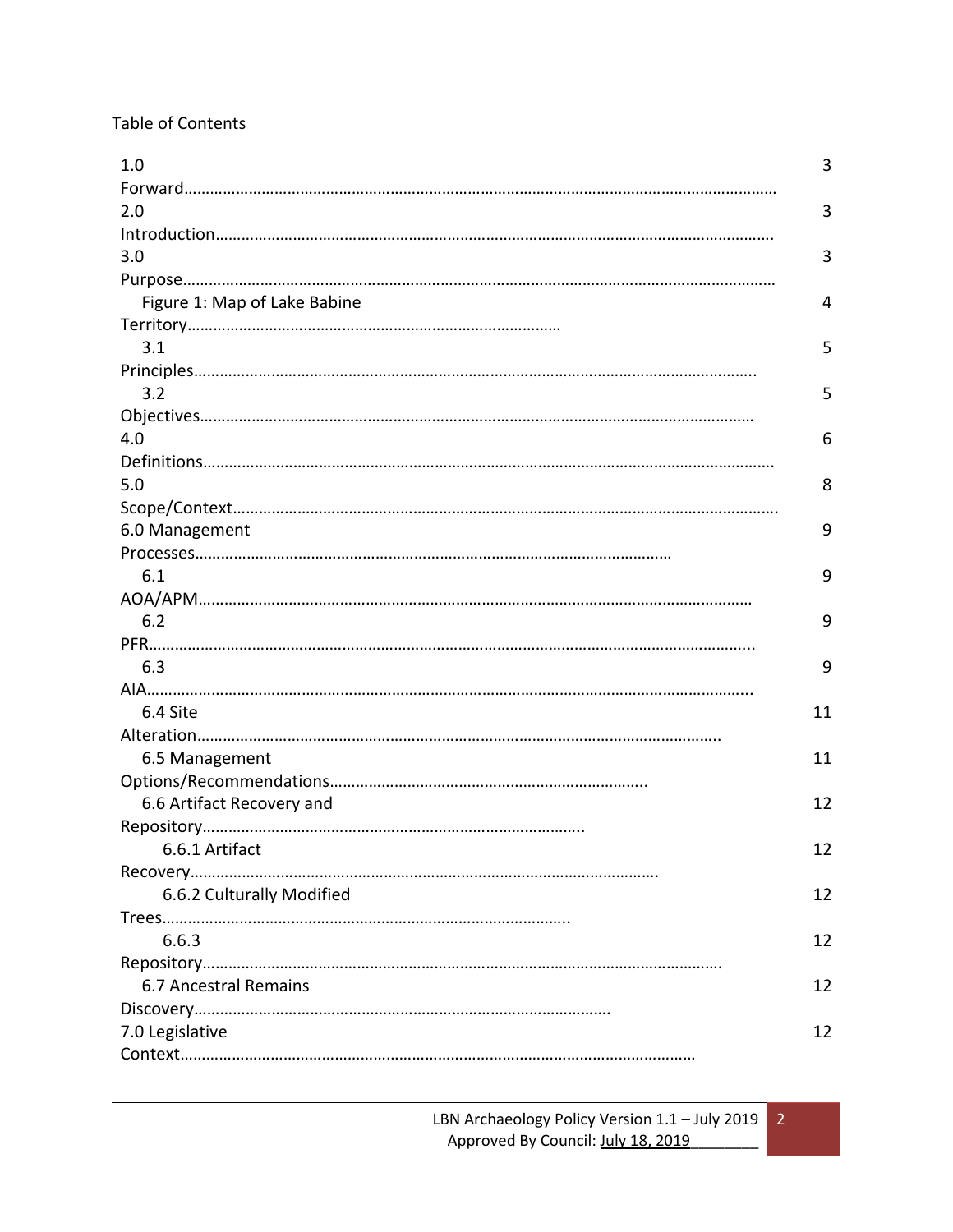Table of Contents

| | |
|---|---|
| 1.0 Forward………………………………………………………………………………………………………… | 3 |
| 2.0 Introduction………………………………………………………………………………………………… | 3 |
| 3.0 Purpose……………………………………………………………………………………………………… | 3 |
| Figure 1: Map of Lake Babine Territory…………………………………………………………………… | 4 |
| 3.1 Principles…………………………………………………………………………………………………… | 5 |
| 3.2 Objectives…………………………………………………………………………………………………… | 5 |
| 4.0 Definitions…………………………………………………………………………………………………… | 6 |
| 5.0 Scope/Context……………………………………………………………………………………………… | 8 |
| 6.0 Management Processes…………………………………………………………………………………… | 9 |
| 6.1 AOA/APM…………………………………………………………………………………………………… | 9 |
| 6.2 PFR…………………………………………………………………………………………………………… | 9 |
| 6.3 AIA…………………………………………………………………………………………………………… | 9 |
| 6.4 Site Alteration……………………………………………………………………………………………… | 11 |
| 6.5 Management Options/Recommendations………………………………………………………………… | 11 |
| 6.6 Artifact Recovery and Repository……………………………………………………………………… | 12 |
| 6.6.1 Artifact Recovery………………………………………………………………………………………… | 12 |
| 6.6.2 Culturally Modified Trees……………………………………………………………………………… | 12 |
| 6.6.3 Repository……………………………………………………………………………………………… | 12 |
| 6.7 Ancestral Remains Discovery…………………………………………………………………………… | 12 |
| 7.0 Legislative Context………………………………………………………………………………………… | 12 |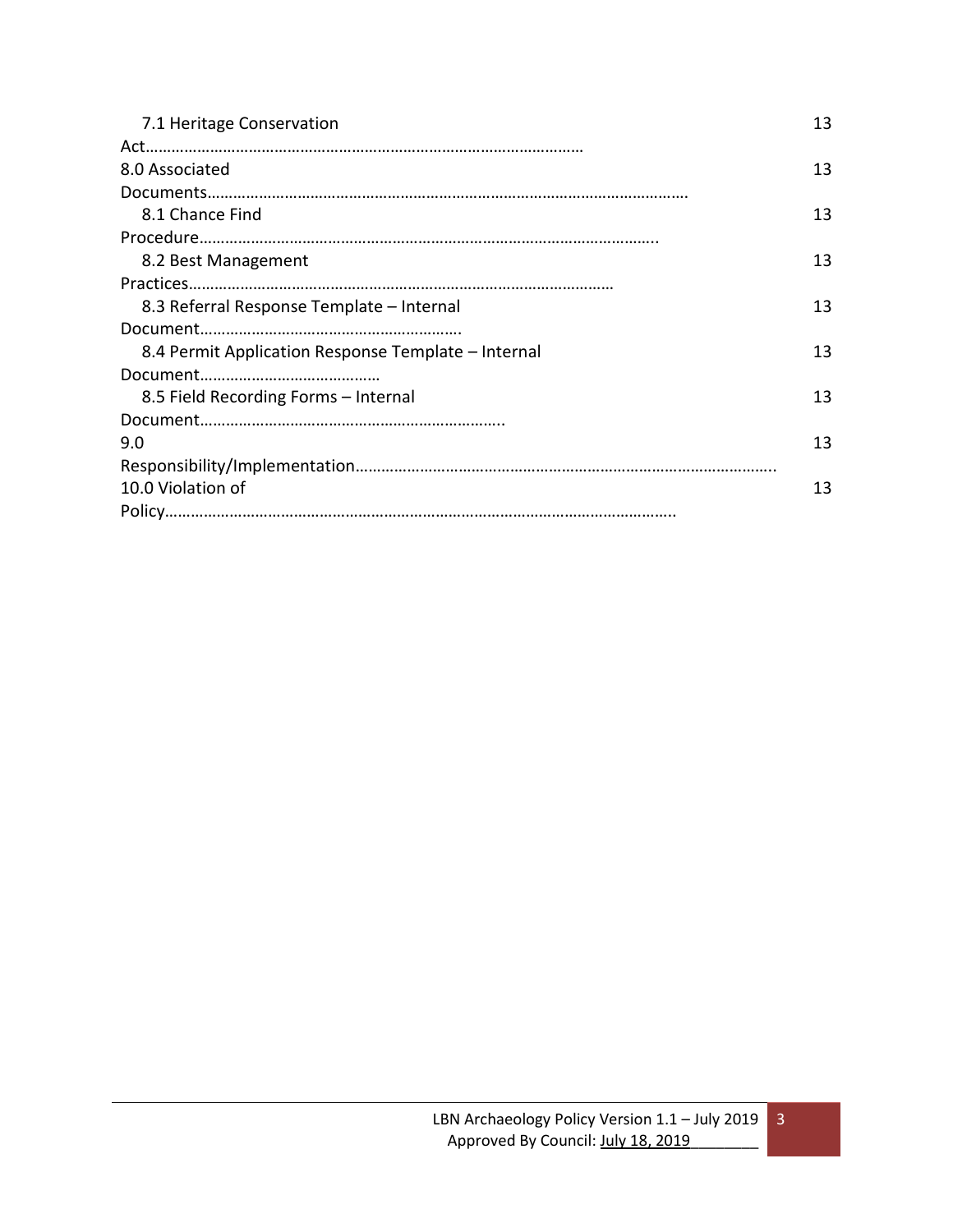7.1 Heritage Conservation Act………………………………………………………………………………… 13
8.0 Associated Documents…………………………………………………………………………………………. 13
8.1 Chance Find Procedure……………………………………………………………………………………….. 13
8.2 Best Management Practices……………………………………………………………………………… 13
8.3 Referral Response Template – Internal Document……………………………………………………. 13
8.4 Permit Application Response Template – Internal Document…………………………………… 13
8.5 Field Recording Forms – Internal Document…………………………………………………………….. 13
9.0 Responsibility/Implementation……………………………………………………………………………….. 13
10.0 Violation of Policy……………………………………………………………………………………………….. 13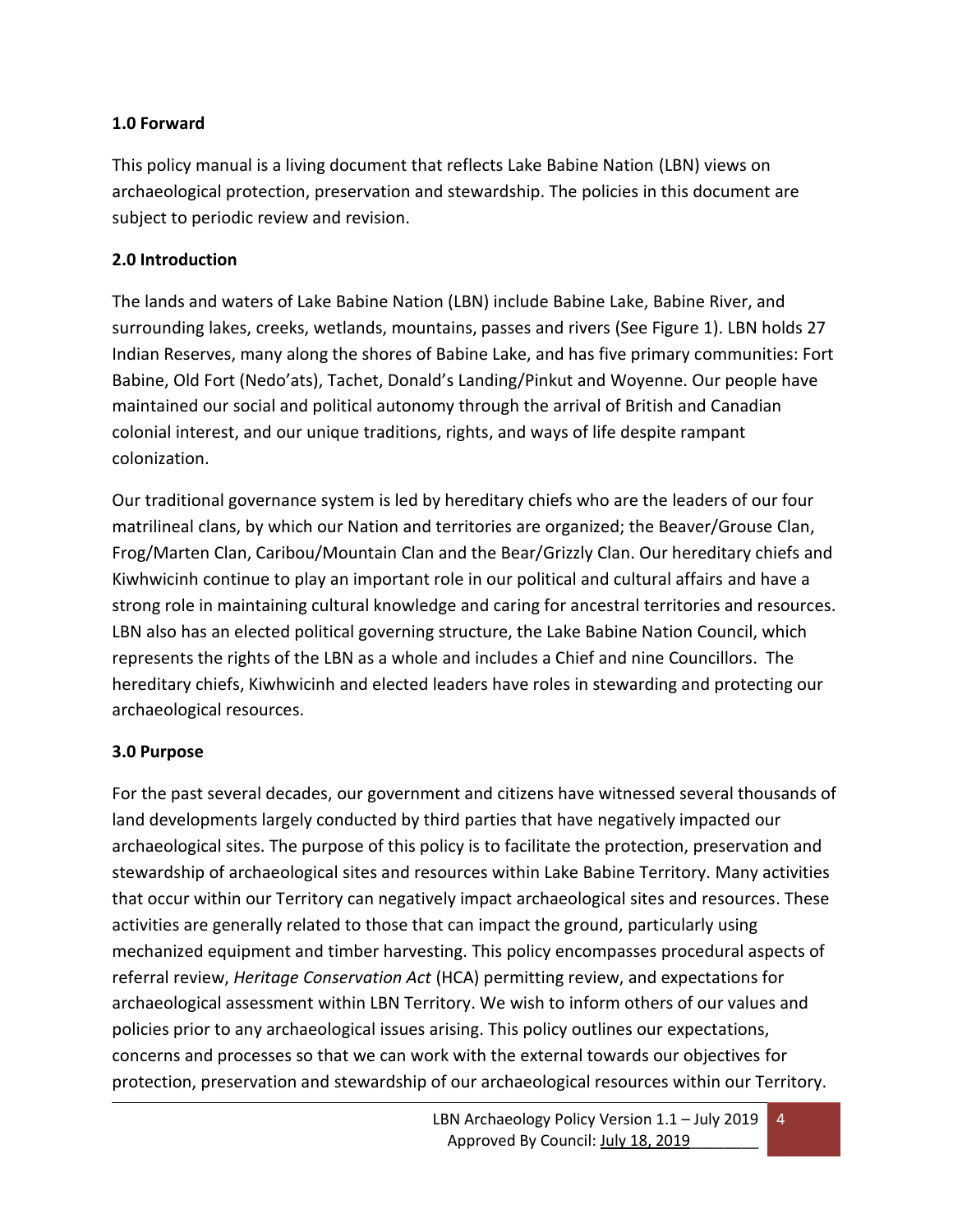## 1.0 Forward

This policy manual is a living document that reflects Lake Babine Nation (LBN) views on archaeological protection, preservation and stewardship. The policies in this document are subject to periodic review and revision.

## 2.0 Introduction

The lands and waters of Lake Babine Nation (LBN) include Babine Lake, Babine River, and surrounding lakes, creeks, wetlands, mountains, passes and rivers (See Figure 1). LBN holds 27 Indian Reserves, many along the shores of Babine Lake, and has five primary communities: Fort Babine, Old Fort (Nedo'ats), Tachet, Donald's Landing/Pinkut and Woyenne. Our people have maintained our social and political autonomy through the arrival of British and Canadian colonial interest, and our unique traditions, rights, and ways of life despite rampant colonization.

Our traditional governance system is led by hereditary chiefs who are the leaders of our four matrilineal clans, by which our Nation and territories are organized; the Beaver/Grouse Clan, Frog/Marten Clan, Caribou/Mountain Clan and the Bear/Grizzly Clan. Our hereditary chiefs and Kiwhwicinh continue to play an important role in our political and cultural affairs and have a strong role in maintaining cultural knowledge and caring for ancestral territories and resources. LBN also has an elected political governing structure, the Lake Babine Nation Council, which represents the rights of the LBN as a whole and includes a Chief and nine Councillors. The hereditary chiefs, Kiwhwicinh and elected leaders have roles in stewarding and protecting our archaeological resources.

## 3.0 Purpose

For the past several decades, our government and citizens have witnessed several thousands of land developments largely conducted by third parties that have negatively impacted our archaeological sites. The purpose of this policy is to facilitate the protection, preservation and stewardship of archaeological sites and resources within Lake Babine Territory. Many activities that occur within our Territory can negatively impact archaeological sites and resources. These activities are generally related to those that can impact the ground, particularly using mechanized equipment and timber harvesting. This policy encompasses procedural aspects of referral review, *Heritage Conservation Act* (HCA) permitting review, and expectations for archaeological assessment within LBN Territory. We wish to inform others of our values and policies prior to any archaeological issues arising. This policy outlines our expectations, concerns and processes so that we can work with the external towards our objectives for protection, preservation and stewardship of our archaeological resources within our Territory.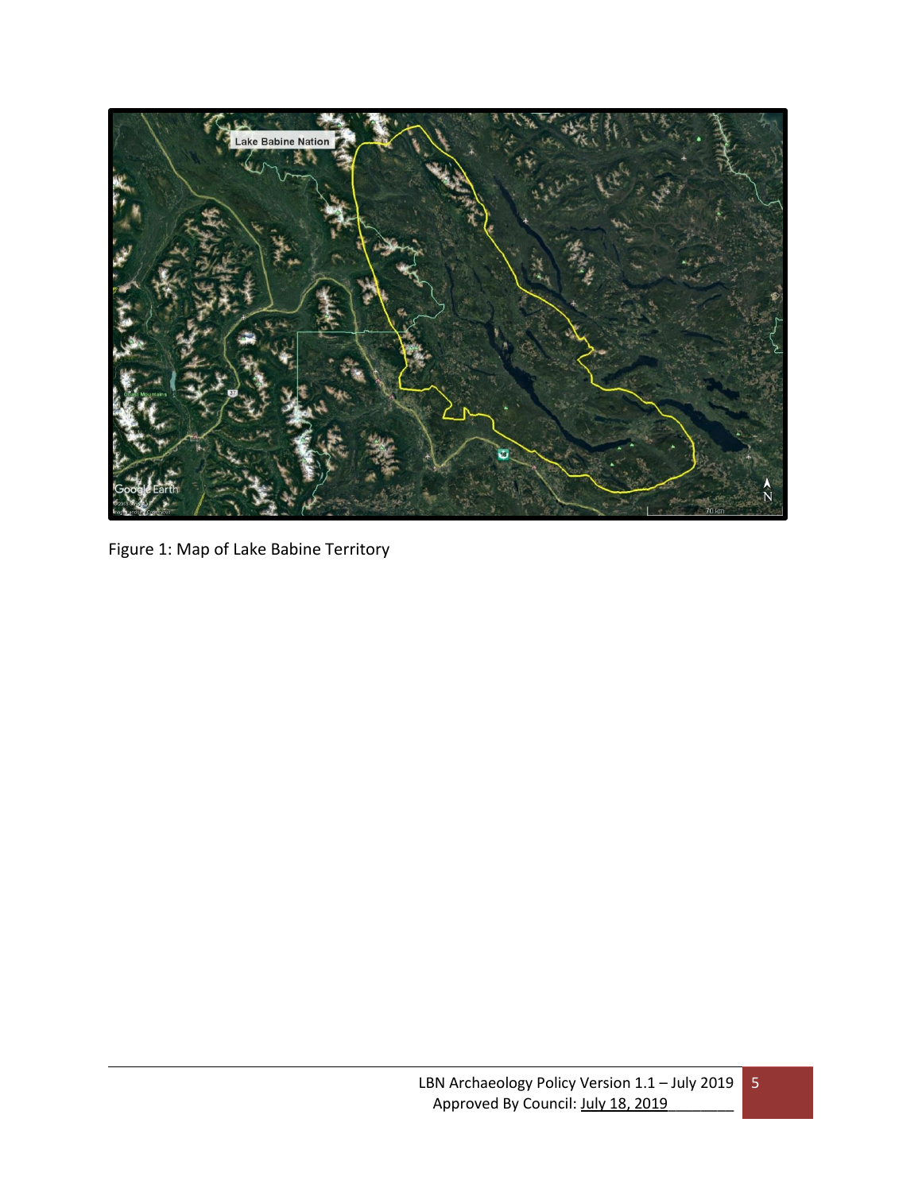Figure 1: Map of Lake Babine Territory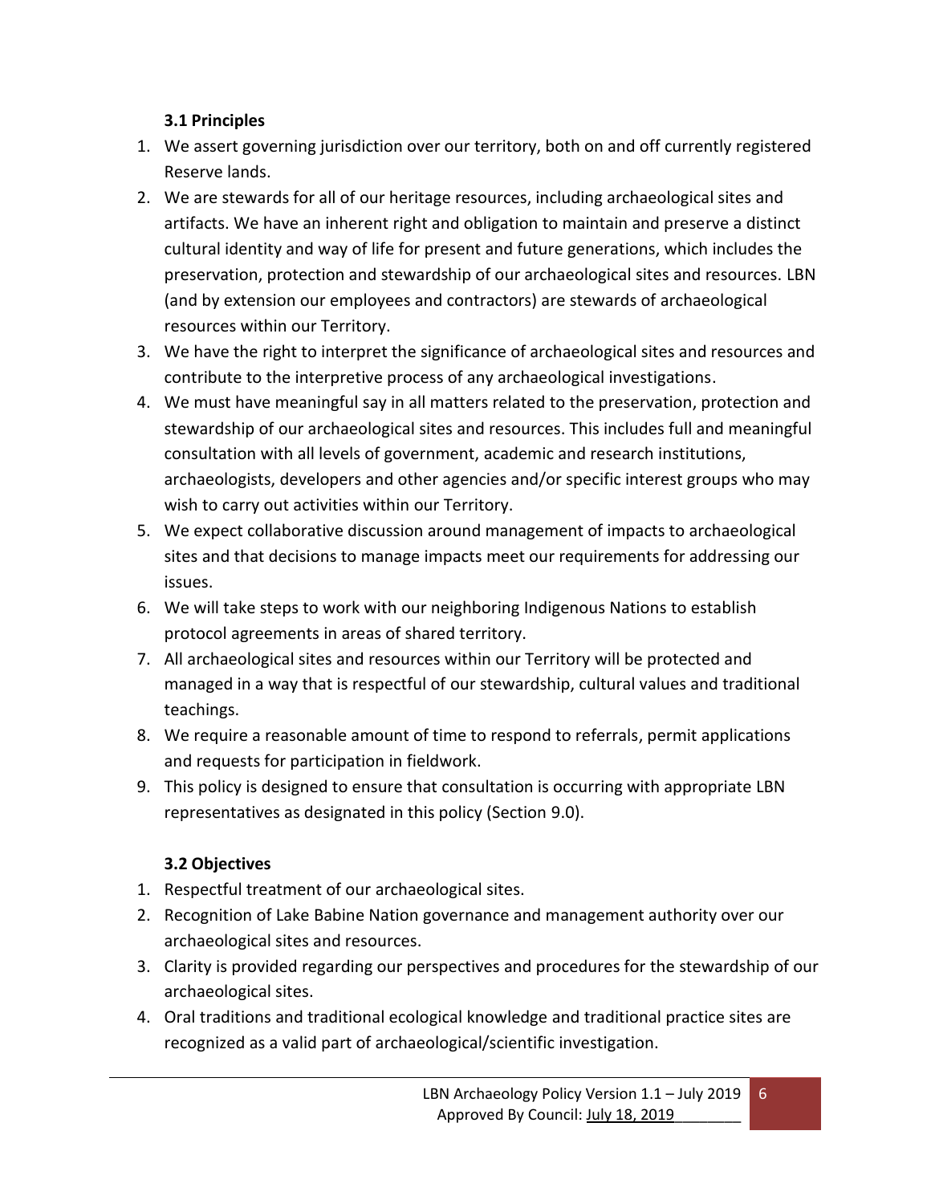### 3.1 Principles

1. We assert governing jurisdiction over our territory, both on and off currently registered Reserve lands.
2. We are stewards for all of our heritage resources, including archaeological sites and artifacts. We have an inherent right and obligation to maintain and preserve a distinct cultural identity and way of life for present and future generations, which includes the preservation, protection and stewardship of our archaeological sites and resources. LBN (and by extension our employees and contractors) are stewards of archaeological resources within our Territory.
3. We have the right to interpret the significance of archaeological sites and resources and contribute to the interpretive process of any archaeological investigations.
4. We must have meaningful say in all matters related to the preservation, protection and stewardship of our archaeological sites and resources. This includes full and meaningful consultation with all levels of government, academic and research institutions, archaeologists, developers and other agencies and/or specific interest groups who may wish to carry out activities within our Territory.
5. We expect collaborative discussion around management of impacts to archaeological sites and that decisions to manage impacts meet our requirements for addressing our issues.
6. We will take steps to work with our neighboring Indigenous Nations to establish protocol agreements in areas of shared territory.
7. All archaeological sites and resources within our Territory will be protected and managed in a way that is respectful of our stewardship, cultural values and traditional teachings.
8. We require a reasonable amount of time to respond to referrals, permit applications and requests for participation in fieldwork.
9. This policy is designed to ensure that consultation is occurring with appropriate LBN representatives as designated in this policy (Section 9.0).

### 3.2 Objectives

1. Respectful treatment of our archaeological sites.
2. Recognition of Lake Babine Nation governance and management authority over our archaeological sites and resources.
3. Clarity is provided regarding our perspectives and procedures for the stewardship of our archaeological sites.
4. Oral traditions and traditional ecological knowledge and traditional practice sites are recognized as a valid part of archaeological/scientific investigation.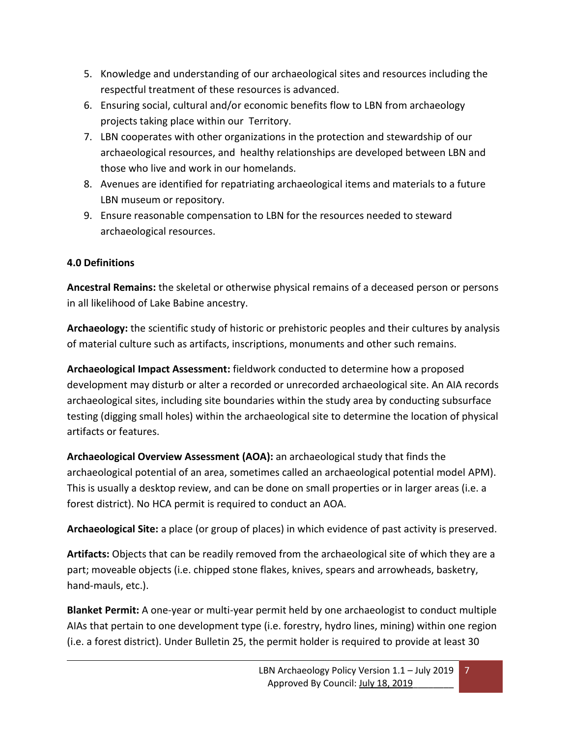5. Knowledge and understanding of our archaeological sites and resources including the respectful treatment of these resources is advanced.
6. Ensuring social, cultural and/or economic benefits flow to LBN from archaeology projects taking place within our Territory.
7. LBN cooperates with other organizations in the protection and stewardship of our archaeological resources, and healthy relationships are developed between LBN and those who live and work in our homelands.
8. Avenues are identified for repatriating archaeological items and materials to a future LBN museum or repository.
9. Ensure reasonable compensation to LBN for the resources needed to steward archaeological resources.

**4.0 Definitions**

**Ancestral Remains:** the skeletal or otherwise physical remains of a deceased person or persons in all likelihood of Lake Babine ancestry.

**Archaeology:** the scientific study of historic or prehistoric peoples and their cultures by analysis of material culture such as artifacts, inscriptions, monuments and other such remains.

**Archaeological Impact Assessment:** fieldwork conducted to determine how a proposed development may disturb or alter a recorded or unrecorded archaeological site. An AIA records archaeological sites, including site boundaries within the study area by conducting subsurface testing (digging small holes) within the archaeological site to determine the location of physical artifacts or features.

**Archaeological Overview Assessment (AOA):** an archaeological study that finds the archaeological potential of an area, sometimes called an archaeological potential model APM). This is usually a desktop review, and can be done on small properties or in larger areas (i.e. a forest district). No HCA permit is required to conduct an AOA.

**Archaeological Site:** a place (or group of places) in which evidence of past activity is preserved.

**Artifacts:** Objects that can be readily removed from the archaeological site of which they are a part; moveable objects (i.e. chipped stone flakes, knives, spears and arrowheads, basketry, hand-mauls, etc.).

**Blanket Permit:** A one-year or multi-year permit held by one archaeologist to conduct multiple AIAs that pertain to one development type (i.e. forestry, hydro lines, mining) within one region (i.e. a forest district). Under Bulletin 25, the permit holder is required to provide at least 30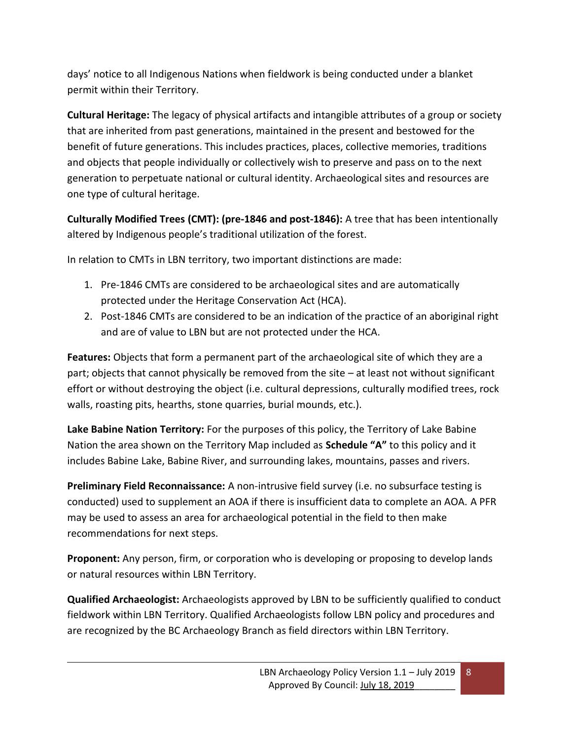days' notice to all Indigenous Nations when fieldwork is being conducted under a blanket permit within their Territory.

**Cultural Heritage:** The legacy of physical artifacts and intangible attributes of a group or society that are inherited from past generations, maintained in the present and bestowed for the benefit of future generations. This includes practices, places, collective memories, traditions and objects that people individually or collectively wish to preserve and pass on to the next generation to perpetuate national or cultural identity. Archaeological sites and resources are one type of cultural heritage.

**Culturally Modified Trees (CMT): (pre-1846 and post-1846):** A tree that has been intentionally altered by Indigenous people's traditional utilization of the forest.

In relation to CMTs in LBN territory, two important distinctions are made:

1. Pre-1846 CMTs are considered to be archaeological sites and are automatically protected under the Heritage Conservation Act (HCA).
2. Post-1846 CMTs are considered to be an indication of the practice of an aboriginal right and are of value to LBN but are not protected under the HCA.

**Features:** Objects that form a permanent part of the archaeological site of which they are a part; objects that cannot physically be removed from the site – at least not without significant effort or without destroying the object (i.e. cultural depressions, culturally modified trees, rock walls, roasting pits, hearths, stone quarries, burial mounds, etc.).

**Lake Babine Nation Territory:** For the purposes of this policy, the Territory of Lake Babine Nation the area shown on the Territory Map included as **Schedule "A"** to this policy and it includes Babine Lake, Babine River, and surrounding lakes, mountains, passes and rivers.

**Preliminary Field Reconnaissance:** A non-intrusive field survey (i.e. no subsurface testing is conducted) used to supplement an AOA if there is insufficient data to complete an AOA. A PFR may be used to assess an area for archaeological potential in the field to then make recommendations for next steps.

**Proponent:** Any person, firm, or corporation who is developing or proposing to develop lands or natural resources within LBN Territory.

**Qualified Archaeologist:** Archaeologists approved by LBN to be sufficiently qualified to conduct fieldwork within LBN Territory. Qualified Archaeologists follow LBN policy and procedures and are recognized by the BC Archaeology Branch as field directors within LBN Territory.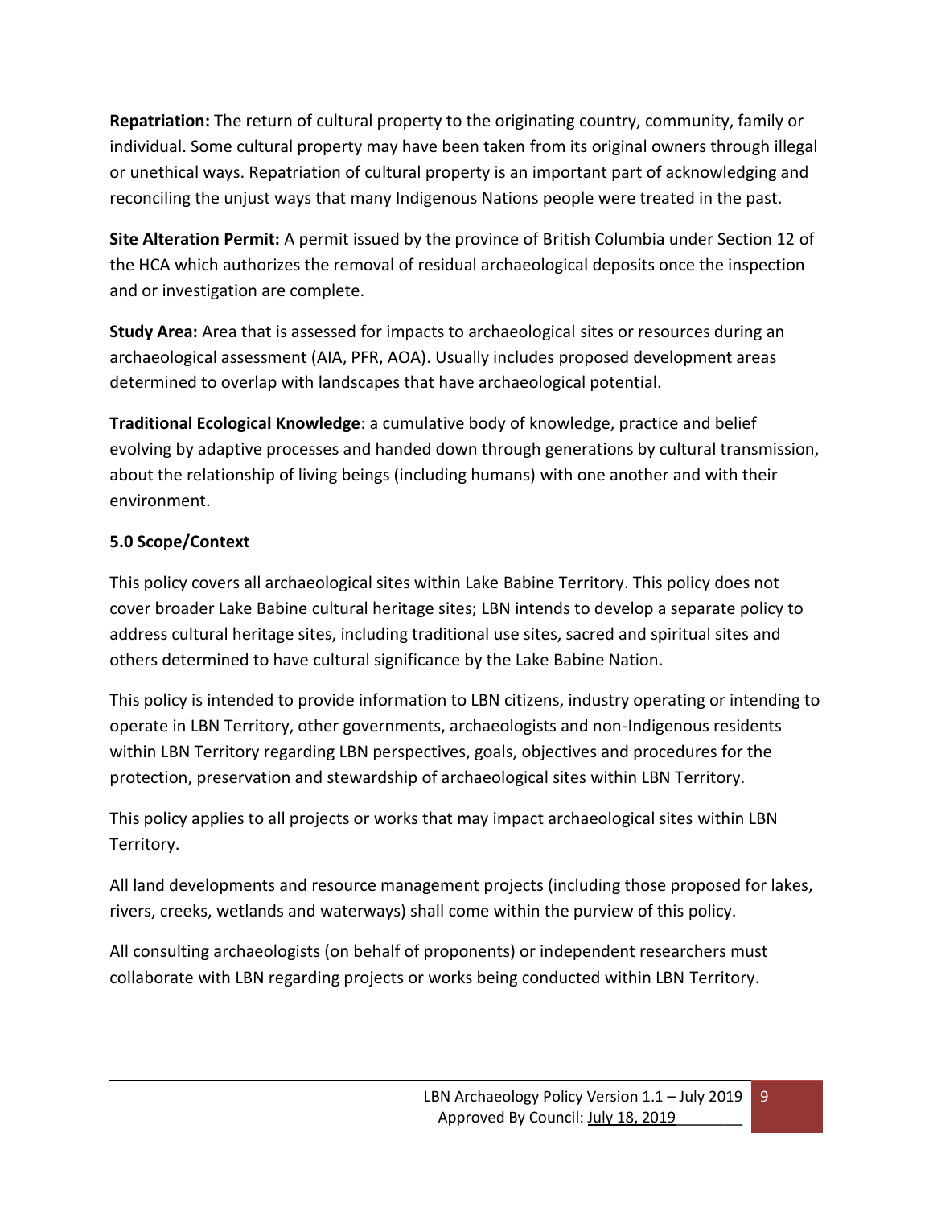**Repatriation:** The return of cultural property to the originating country, community, family or individual. Some cultural property may have been taken from its original owners through illegal or unethical ways. Repatriation of cultural property is an important part of acknowledging and reconciling the unjust ways that many Indigenous Nations people were treated in the past.

**Site Alteration Permit:** A permit issued by the province of British Columbia under Section 12 of the HCA which authorizes the removal of residual archaeological deposits once the inspection and or investigation are complete.

**Study Area:** Area that is assessed for impacts to archaeological sites or resources during an archaeological assessment (AIA, PFR, AOA). Usually includes proposed development areas determined to overlap with landscapes that have archaeological potential.

**Traditional Ecological Knowledge**: a cumulative body of knowledge, practice and belief evolving by adaptive processes and handed down through generations by cultural transmission, about the relationship of living beings (including humans) with one another and with their environment.

## 5.0 Scope/Context

This policy covers all archaeological sites within Lake Babine Territory. This policy does not cover broader Lake Babine cultural heritage sites; LBN intends to develop a separate policy to address cultural heritage sites, including traditional use sites, sacred and spiritual sites and others determined to have cultural significance by the Lake Babine Nation.

This policy is intended to provide information to LBN citizens, industry operating or intending to operate in LBN Territory, other governments, archaeologists and non-Indigenous residents within LBN Territory regarding LBN perspectives, goals, objectives and procedures for the protection, preservation and stewardship of archaeological sites within LBN Territory.

This policy applies to all projects or works that may impact archaeological sites within LBN Territory.

All land developments and resource management projects (including those proposed for lakes, rivers, creeks, wetlands and waterways) shall come within the purview of this policy.

All consulting archaeologists (on behalf of proponents) or independent researchers must collaborate with LBN regarding projects or works being conducted within LBN Territory.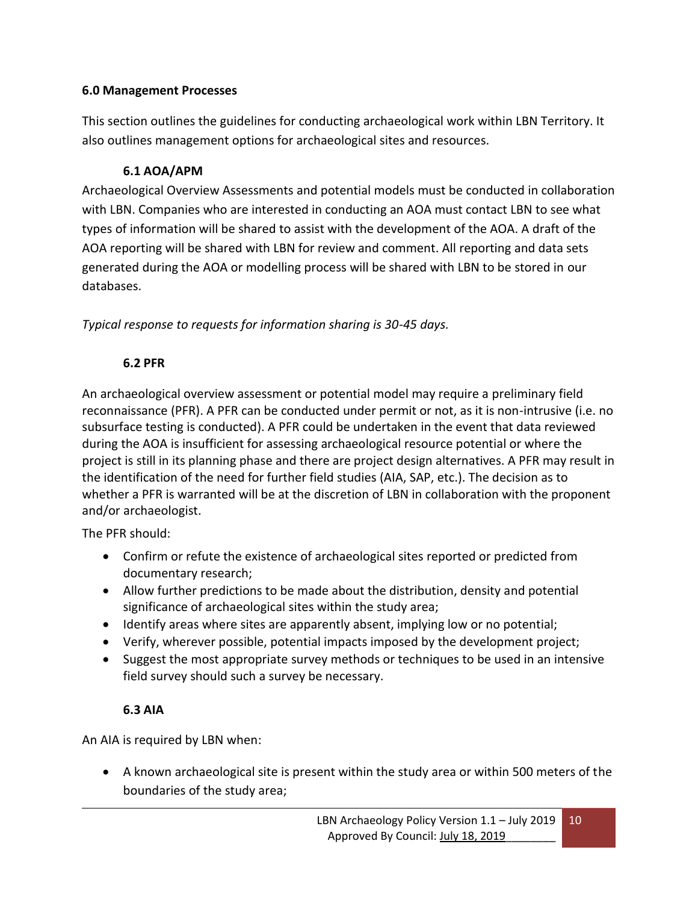## 6.0 Management Processes

This section outlines the guidelines for conducting archaeological work within LBN Territory. It also outlines management options for archaeological sites and resources.

### 6.1 AOA/APM

Archaeological Overview Assessments and potential models must be conducted in collaboration with LBN. Companies who are interested in conducting an AOA must contact LBN to see what types of information will be shared to assist with the development of the AOA. A draft of the AOA reporting will be shared with LBN for review and comment. All reporting and data sets generated during the AOA or modelling process will be shared with LBN to be stored in our databases.

*Typical response to requests for information sharing is 30-45 days.*

### 6.2 PFR

An archaeological overview assessment or potential model may require a preliminary field reconnaissance (PFR). A PFR can be conducted under permit or not, as it is non-intrusive (i.e. no subsurface testing is conducted). A PFR could be undertaken in the event that data reviewed during the AOA is insufficient for assessing archaeological resource potential or where the project is still in its planning phase and there are project design alternatives. A PFR may result in the identification of the need for further field studies (AIA, SAP, etc.). The decision as to whether a PFR is warranted will be at the discretion of LBN in collaboration with the proponent and/or archaeologist.

The PFR should:

- Confirm or refute the existence of archaeological sites reported or predicted from documentary research;
- Allow further predictions to be made about the distribution, density and potential significance of archaeological sites within the study area;
- Identify areas where sites are apparently absent, implying low or no potential;
- Verify, wherever possible, potential impacts imposed by the development project;
- Suggest the most appropriate survey methods or techniques to be used in an intensive field survey should such a survey be necessary.

### 6.3 AIA

An AIA is required by LBN when:

- A known archaeological site is present within the study area or within 500 meters of the boundaries of the study area;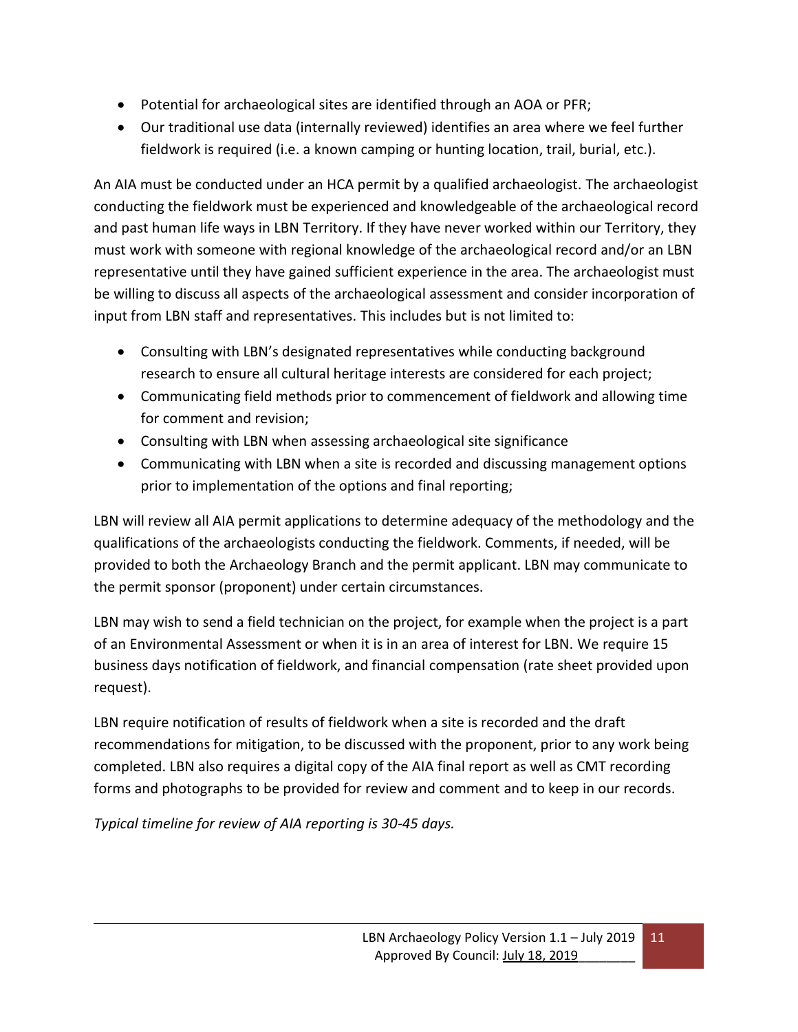- Potential for archaeological sites are identified through an AOA or PFR;
- Our traditional use data (internally reviewed) identifies an area where we feel further fieldwork is required (i.e. a known camping or hunting location, trail, burial, etc.).

An AIA must be conducted under an HCA permit by a qualified archaeologist. The archaeologist conducting the fieldwork must be experienced and knowledgeable of the archaeological record and past human life ways in LBN Territory. If they have never worked within our Territory, they must work with someone with regional knowledge of the archaeological record and/or an LBN representative until they have gained sufficient experience in the area. The archaeologist must be willing to discuss all aspects of the archaeological assessment and consider incorporation of input from LBN staff and representatives. This includes but is not limited to:

- Consulting with LBN's designated representatives while conducting background research to ensure all cultural heritage interests are considered for each project;
- Communicating field methods prior to commencement of fieldwork and allowing time for comment and revision;
- Consulting with LBN when assessing archaeological site significance
- Communicating with LBN when a site is recorded and discussing management options prior to implementation of the options and final reporting;

LBN will review all AIA permit applications to determine adequacy of the methodology and the qualifications of the archaeologists conducting the fieldwork. Comments, if needed, will be provided to both the Archaeology Branch and the permit applicant. LBN may communicate to the permit sponsor (proponent) under certain circumstances.

LBN may wish to send a field technician on the project, for example when the project is a part of an Environmental Assessment or when it is in an area of interest for LBN. We require 15 business days notification of fieldwork, and financial compensation (rate sheet provided upon request).

LBN require notification of results of fieldwork when a site is recorded and the draft recommendations for mitigation, to be discussed with the proponent, prior to any work being completed. LBN also requires a digital copy of the AIA final report as well as CMT recording forms and photographs to be provided for review and comment and to keep in our records.

*Typical timeline for review of AIA reporting is 30-45 days.*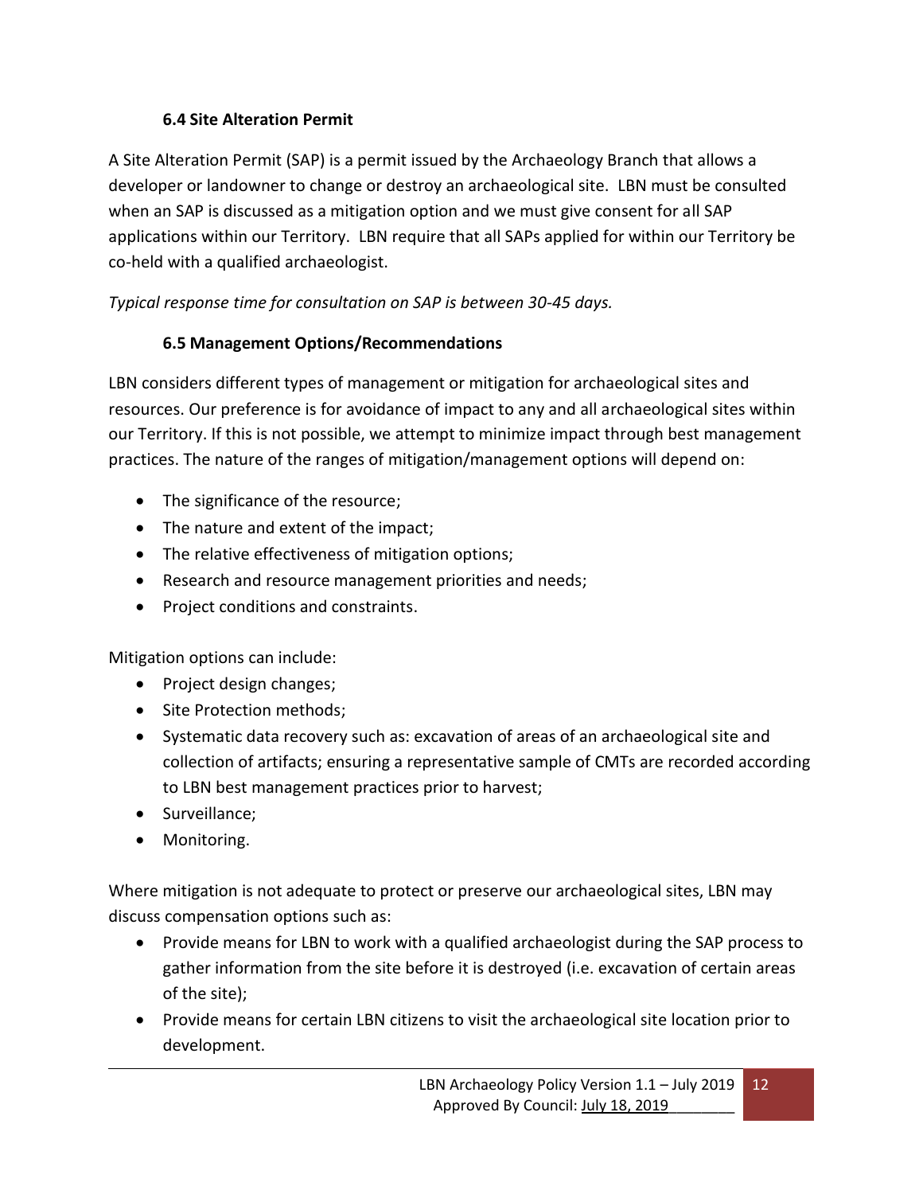### 6.4 Site Alteration Permit

A Site Alteration Permit (SAP) is a permit issued by the Archaeology Branch that allows a developer or landowner to change or destroy an archaeological site. LBN must be consulted when an SAP is discussed as a mitigation option and we must give consent for all SAP applications within our Territory. LBN require that all SAPs applied for within our Territory be co-held with a qualified archaeologist.

*Typical response time for consultation on SAP is between 30-45 days.*

### 6.5 Management Options/Recommendations

LBN considers different types of management or mitigation for archaeological sites and resources. Our preference is for avoidance of impact to any and all archaeological sites within our Territory. If this is not possible, we attempt to minimize impact through best management practices. The nature of the ranges of mitigation/management options will depend on:

- The significance of the resource;
- The nature and extent of the impact;
- The relative effectiveness of mitigation options;
- Research and resource management priorities and needs;
- Project conditions and constraints.

Mitigation options can include:

- Project design changes;
- Site Protection methods;
- Systematic data recovery such as: excavation of areas of an archaeological site and collection of artifacts; ensuring a representative sample of CMTs are recorded according to LBN best management practices prior to harvest;
- Surveillance;
- Monitoring.

Where mitigation is not adequate to protect or preserve our archaeological sites, LBN may discuss compensation options such as:

- Provide means for LBN to work with a qualified archaeologist during the SAP process to gather information from the site before it is destroyed (i.e. excavation of certain areas of the site);
- Provide means for certain LBN citizens to visit the archaeological site location prior to development.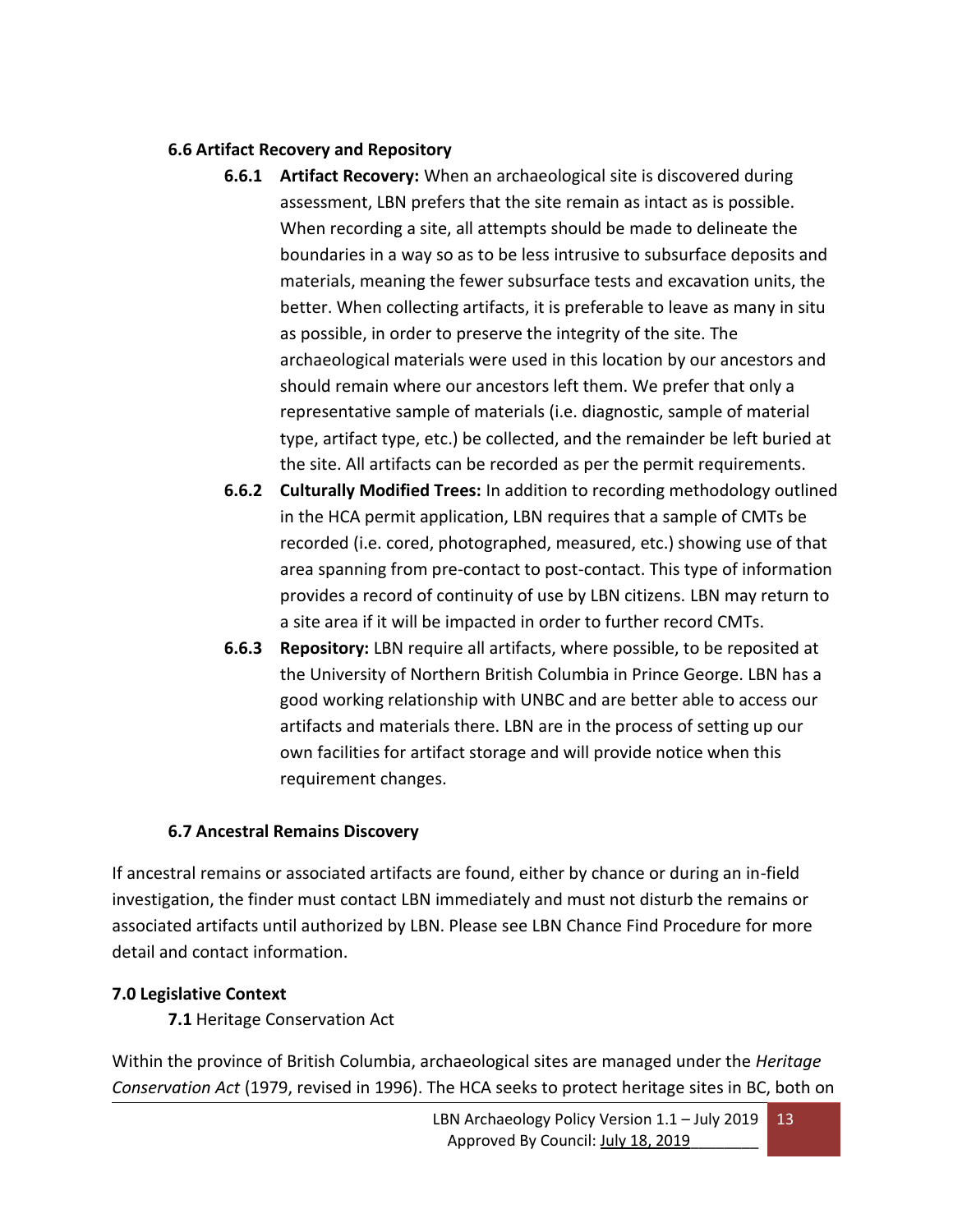### 6.6 Artifact Recovery and Repository

- **6.6.1 Artifact Recovery:** When an archaeological site is discovered during assessment, LBN prefers that the site remain as intact as is possible. When recording a site, all attempts should be made to delineate the boundaries in a way so as to be less intrusive to subsurface deposits and materials, meaning the fewer subsurface tests and excavation units, the better. When collecting artifacts, it is preferable to leave as many in situ as possible, in order to preserve the integrity of the site. The archaeological materials were used in this location by our ancestors and should remain where our ancestors left them. We prefer that only a representative sample of materials (i.e. diagnostic, sample of material type, artifact type, etc.) be collected, and the remainder be left buried at the site. All artifacts can be recorded as per the permit requirements.
- **6.6.2 Culturally Modified Trees:** In addition to recording methodology outlined in the HCA permit application, LBN requires that a sample of CMTs be recorded (i.e. cored, photographed, measured, etc.) showing use of that area spanning from pre-contact to post-contact. This type of information provides a record of continuity of use by LBN citizens. LBN may return to a site area if it will be impacted in order to further record CMTs.
- **6.6.3 Repository:** LBN require all artifacts, where possible, to be reposited at the University of Northern British Columbia in Prince George. LBN has a good working relationship with UNBC and are better able to access our artifacts and materials there. LBN are in the process of setting up our own facilities for artifact storage and will provide notice when this requirement changes.

### 6.7 Ancestral Remains Discovery

If ancestral remains or associated artifacts are found, either by chance or during an in-field investigation, the finder must contact LBN immediately and must not disturb the remains or associated artifacts until authorized by LBN. Please see LBN Chance Find Procedure for more detail and contact information.

## 7.0 Legislative Context

**7.1** Heritage Conservation Act

Within the province of British Columbia, archaeological sites are managed under the *Heritage Conservation Act* (1979, revised in 1996). The HCA seeks to protect heritage sites in BC, both on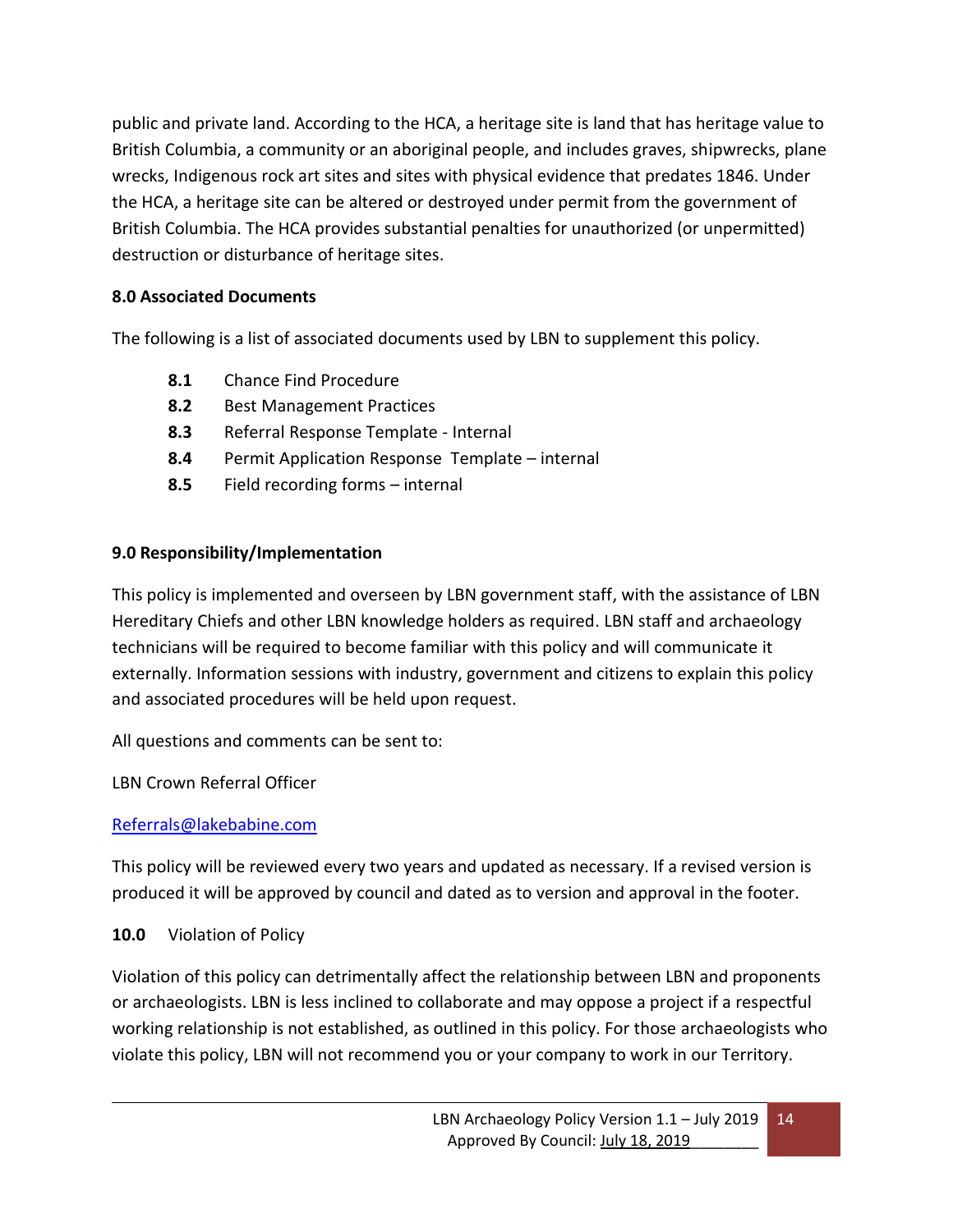public and private land. According to the HCA, a heritage site is land that has heritage value to British Columbia, a community or an aboriginal people, and includes graves, shipwrecks, plane wrecks, Indigenous rock art sites and sites with physical evidence that predates 1846. Under the HCA, a heritage site can be altered or destroyed under permit from the government of British Columbia. The HCA provides substantial penalties for unauthorized (or unpermitted) destruction or disturbance of heritage sites.

**8.0 Associated Documents**

The following is a list of associated documents used by LBN to supplement this policy.

- **8.1** Chance Find Procedure
- **8.2** Best Management Practices
- **8.3** Referral Response Template - Internal
- **8.4** Permit Application Response Template – internal
- **8.5** Field recording forms – internal

**9.0 Responsibility/Implementation**

This policy is implemented and overseen by LBN government staff, with the assistance of LBN Hereditary Chiefs and other LBN knowledge holders as required. LBN staff and archaeology technicians will be required to become familiar with this policy and will communicate it externally. Information sessions with industry, government and citizens to explain this policy and associated procedures will be held upon request.

All questions and comments can be sent to:

LBN Crown Referral Officer

Referrals@lakebabine.com

This policy will be reviewed every two years and updated as necessary. If a revised version is produced it will be approved by council and dated as to version and approval in the footer.

**10.0** Violation of Policy

Violation of this policy can detrimentally affect the relationship between LBN and proponents or archaeologists. LBN is less inclined to collaborate and may oppose a project if a respectful working relationship is not established, as outlined in this policy. For those archaeologists who violate this policy, LBN will not recommend you or your company to work in our Territory.